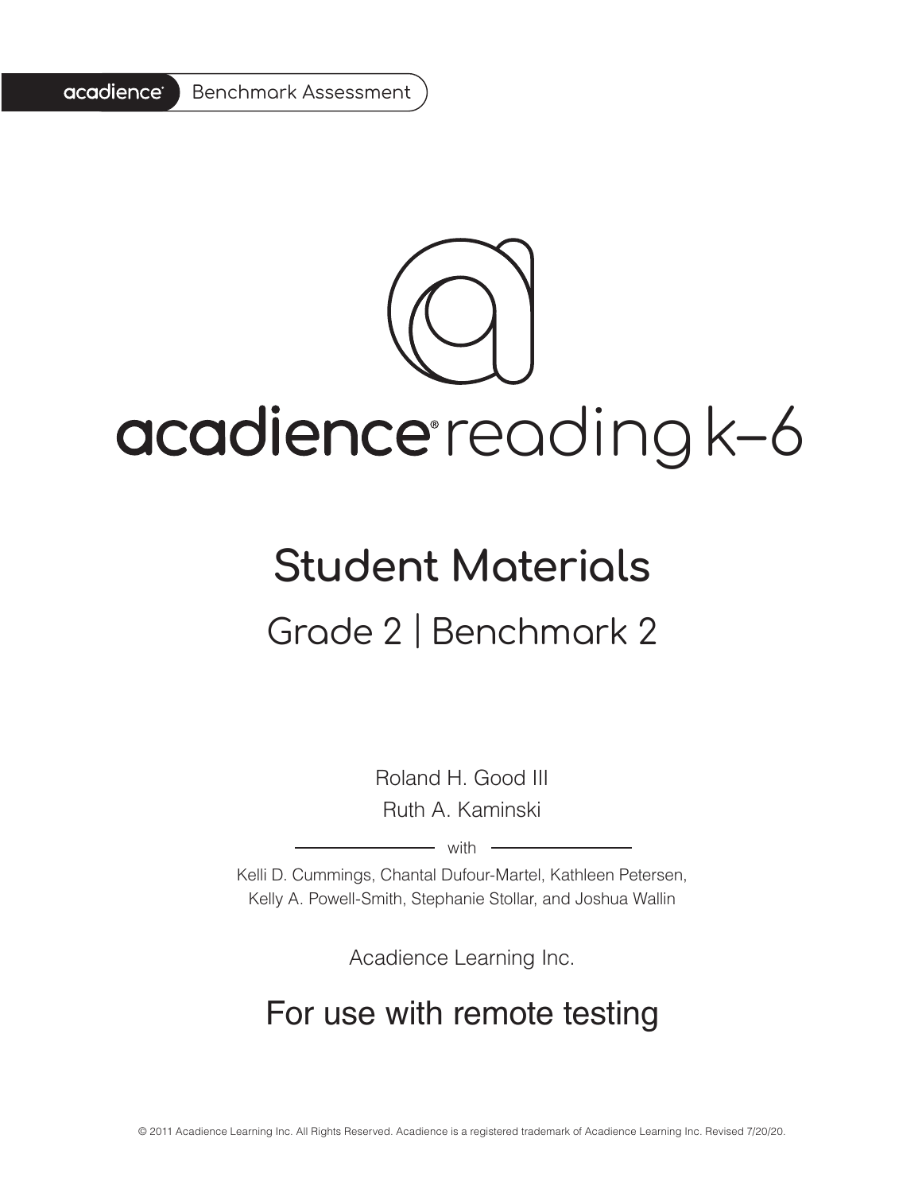acadience® Benchmark Assessment

# acadience® reading k–6

## Student Materials

### Grade 2 | Benchmark 2

Roland H. Good III
Ruth A. Kaminski

with

Kelli D. Cummings, Chantal Dufour-Martel, Kathleen Petersen, Kelly A. Powell-Smith, Stephanie Stollar, and Joshua Wallin

Acadience Learning Inc.

## For use with remote testing

© 2011 Acadience Learning Inc. All Rights Reserved. Acadience is a registered trademark of Acadience Learning Inc. Revised 7/20/20.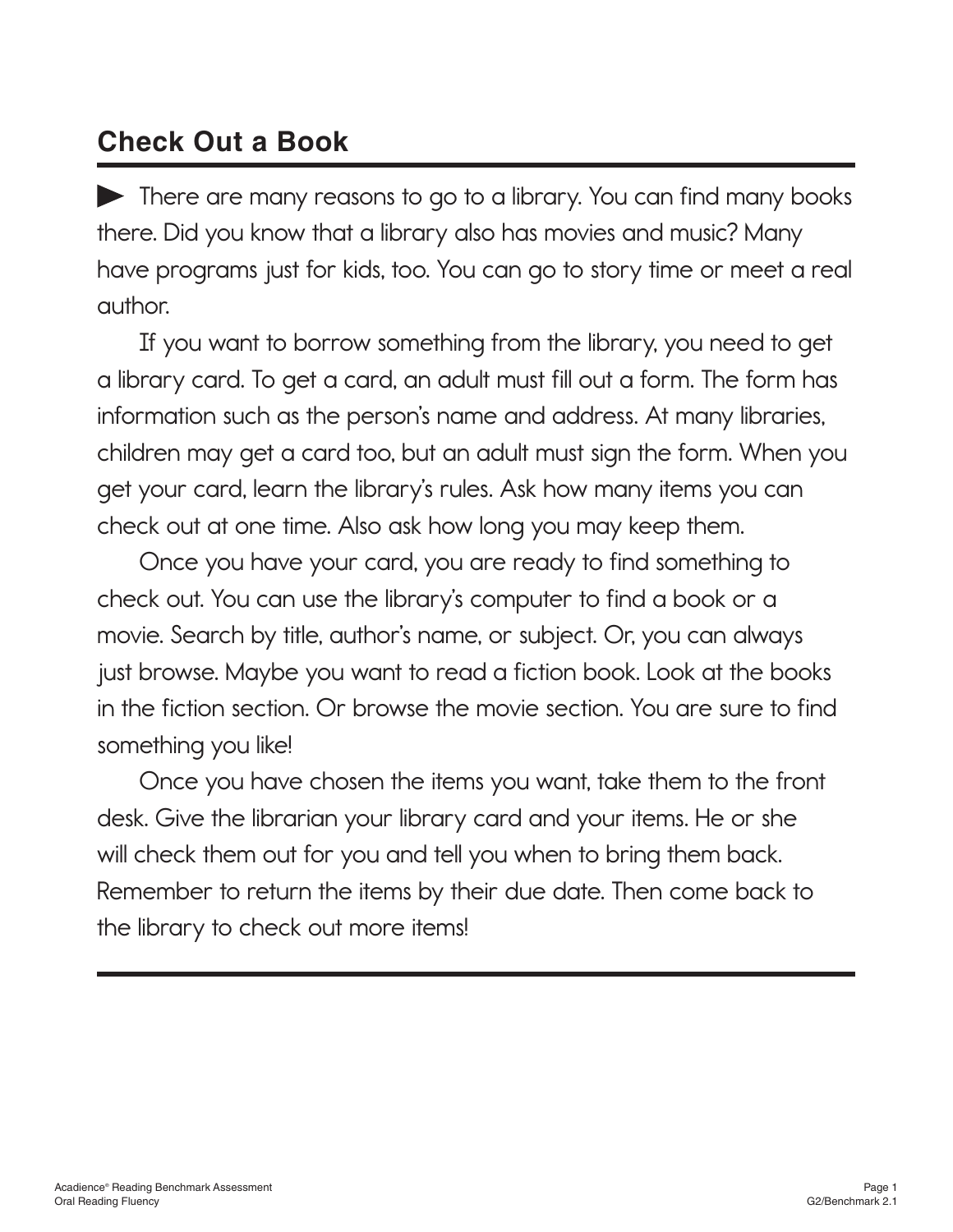## Check Out a Book

There are many reasons to go to a library. You can find many books there. Did you know that a library also has movies and music? Many have programs just for kids, too. You can go to story time or meet a real author.

If you want to borrow something from the library, you need to get a library card. To get a card, an adult must fill out a form. The form has information such as the person's name and address. At many libraries, children may get a card too, but an adult must sign the form. When you get your card, learn the library's rules. Ask how many items you can check out at one time. Also ask how long you may keep them.

Once you have your card, you are ready to find something to check out. You can use the library's computer to find a book or a movie. Search by title, author's name, or subject. Or, you can always just browse. Maybe you want to read a fiction book. Look at the books in the fiction section. Or browse the movie section. You are sure to find something you like!

Once you have chosen the items you want, take them to the front desk. Give the librarian your library card and your items. He or she will check them out for you and tell you when to bring them back. Remember to return the items by their due date. Then come back to the library to check out more items!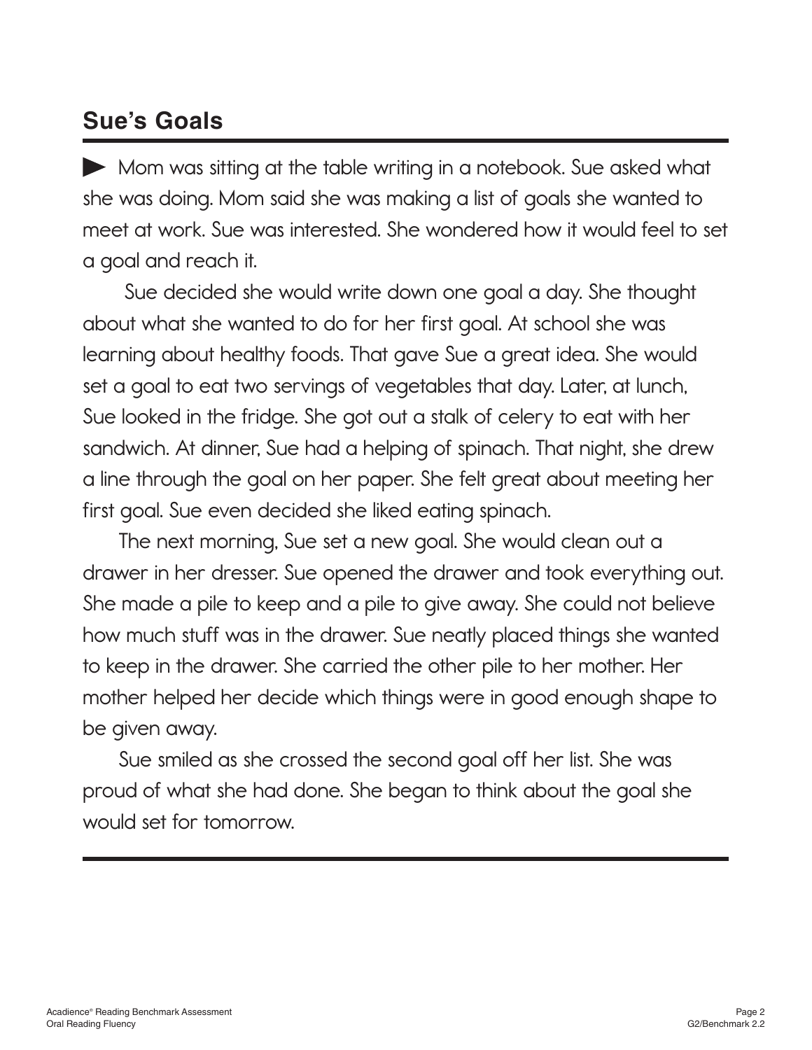## Sue's Goals

Mom was sitting at the table writing in a notebook. Sue asked what she was doing. Mom said she was making a list of goals she wanted to meet at work. Sue was interested. She wondered how it would feel to set a goal and reach it.

Sue decided she would write down one goal a day. She thought about what she wanted to do for her first goal. At school she was learning about healthy foods. That gave Sue a great idea. She would set a goal to eat two servings of vegetables that day. Later, at lunch, Sue looked in the fridge. She got out a stalk of celery to eat with her sandwich. At dinner, Sue had a helping of spinach. That night, she drew a line through the goal on her paper. She felt great about meeting her first goal. Sue even decided she liked eating spinach.

The next morning, Sue set a new goal. She would clean out a drawer in her dresser. Sue opened the drawer and took everything out. She made a pile to keep and a pile to give away. She could not believe how much stuff was in the drawer. Sue neatly placed things she wanted to keep in the drawer. She carried the other pile to her mother. Her mother helped her decide which things were in good enough shape to be given away.

Sue smiled as she crossed the second goal off her list. She was proud of what she had done. She began to think about the goal she would set for tomorrow.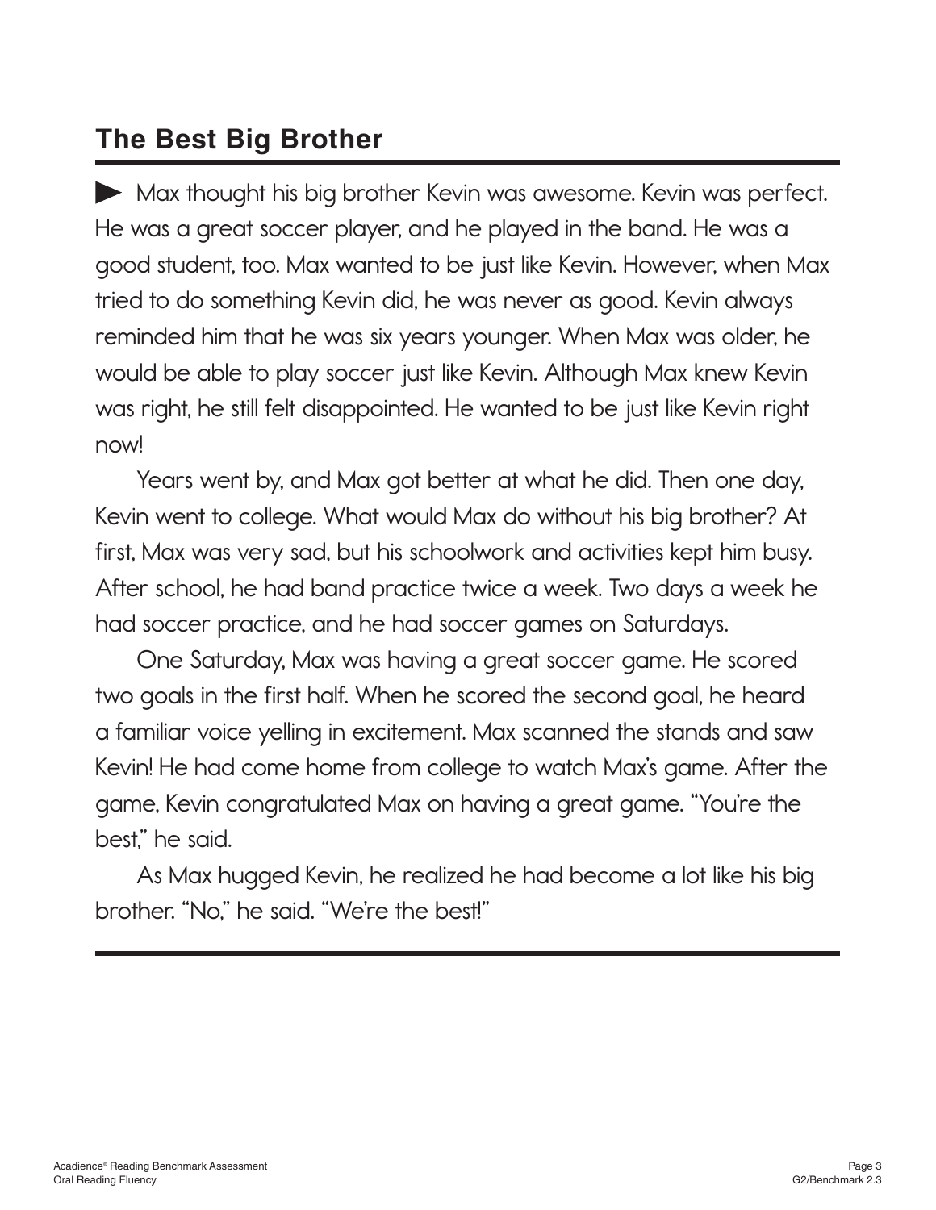## The Best Big Brother

▶ Max thought his big brother Kevin was awesome. Kevin was perfect. He was a great soccer player, and he played in the band. He was a good student, too. Max wanted to be just like Kevin. However, when Max tried to do something Kevin did, he was never as good. Kevin always reminded him that he was six years younger. When Max was older, he would be able to play soccer just like Kevin. Although Max knew Kevin was right, he still felt disappointed. He wanted to be just like Kevin right now!

Years went by, and Max got better at what he did. Then one day, Kevin went to college. What would Max do without his big brother? At first, Max was very sad, but his schoolwork and activities kept him busy. After school, he had band practice twice a week. Two days a week he had soccer practice, and he had soccer games on Saturdays.

One Saturday, Max was having a great soccer game. He scored two goals in the first half. When he scored the second goal, he heard a familiar voice yelling in excitement. Max scanned the stands and saw Kevin! He had come home from college to watch Max's game. After the game, Kevin congratulated Max on having a great game. "You're the best," he said.

As Max hugged Kevin, he realized he had become a lot like his big brother. "No," he said. "We're the best!"